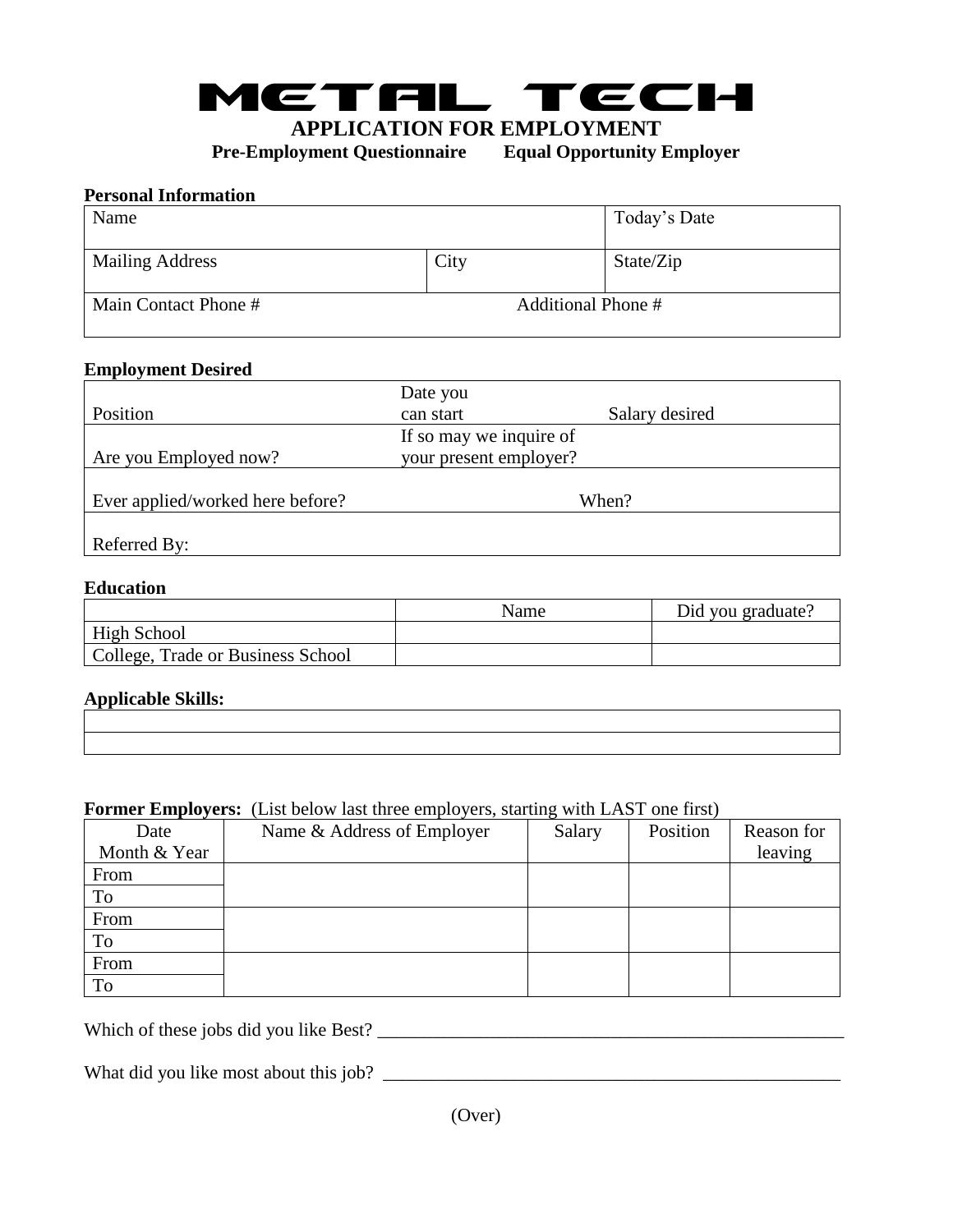# METAL TECH

## APPLICATION FOR EMPLOYMENT

**Pre-Employment Questionnaire     Equal Opportunity Employer**

**Personal Information**

| Name | | Today's Date |
|---|---|---|
| Mailing Address | City | State/Zip |
| Main Contact Phone # | Additional Phone # | |

**Employment Desired**

| Position | Date you can start | Salary desired |
|---|---|---|
| Are you Employed now? | If so may we inquire of your present employer? | |
| Ever applied/worked here before? | When? | |
| Referred By: | | |

**Education**

| | Name | Did you graduate? |
|---|---|---|
| High School | | |
| College, Trade or Business School | | |

**Applicable Skills:**

| |
|---|
| |
| |

**Former Employers:** (List below last three employers, starting with LAST one first)

| Date Month & Year | Name & Address of Employer | Salary | Position | Reason for leaving |
|---|---|---|---|---|
| From | | | | |
| To | | | | |
| From | | | | |
| To | | | | |
| From | | | | |
| To | | | | |

Which of these jobs did you like Best? ____________________________________________________

What did you like most about this job? ___________________________________________________

(Over)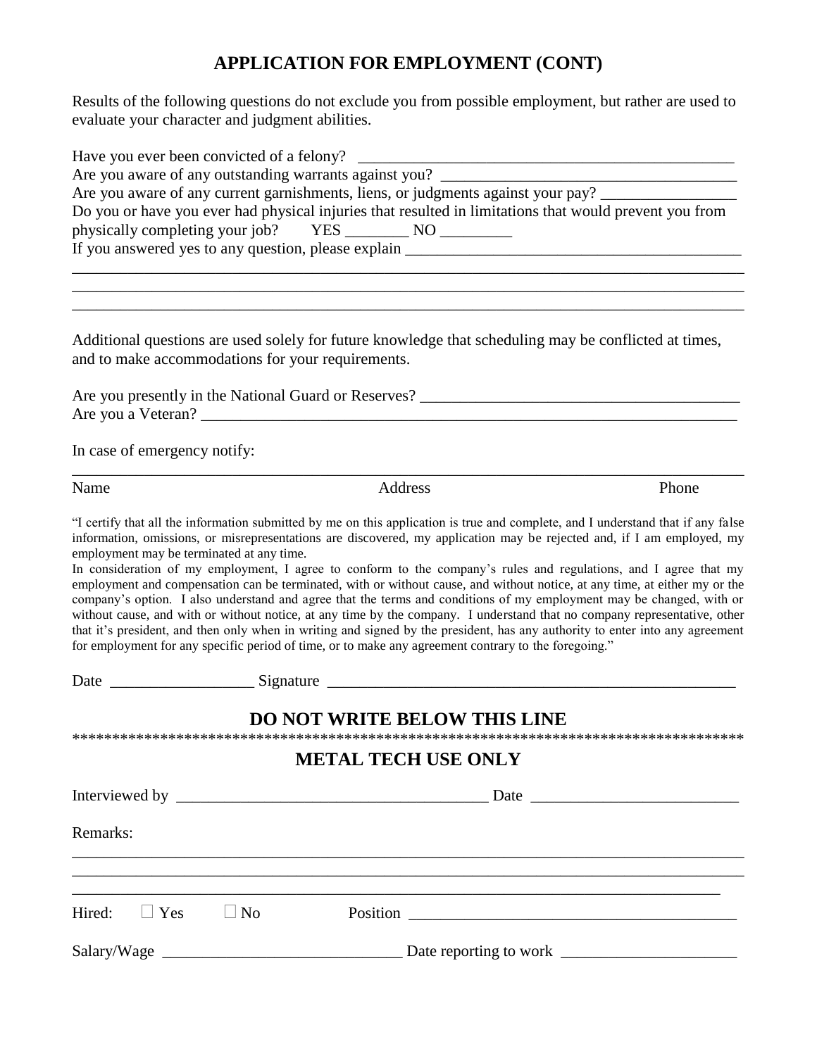## APPLICATION FOR EMPLOYMENT (CONT)

Results of the following questions do not exclude you from possible employment, but rather are used to evaluate your character and judgment abilities.

Have you ever been convicted of a felony? ______________________________________________

Are you aware of any outstanding warrants against you? ____________________________________

Are you aware of any current garnishments, liens, or judgments against your pay? ________________

Do you or have you ever had physical injuries that resulted in limitations that would prevent you from physically completing your job? YES ________ NO _________

If you answered yes to any question, please explain _________________________________________

_____________________________________________________________________________________

_____________________________________________________________________________________

_____________________________________________________________________________________

Additional questions are used solely for future knowledge that scheduling may be conflicted at times, and to make accommodations for your requirements.

Are you presently in the National Guard or Reserves? _______________________________________

Are you a Veteran? ___________________________________________________________________

In case of emergency notify:

_____________________________________________________________________________________

Name Address Phone

"I certify that all the information submitted by me on this application is true and complete, and I understand that if any false information, omissions, or misrepresentations are discovered, my application may be rejected and, if I am employed, my employment may be terminated at any time.

In consideration of my employment, I agree to conform to the company's rules and regulations, and I agree that my employment and compensation can be terminated, with or without cause, and without notice, at any time, at either my or the company's option. I also understand and agree that the terms and conditions of my employment may be changed, with or without cause, and with or without notice, at any time by the company. I understand that no company representative, other that it's president, and then only when in writing and signed by the president, has any authority to enter into any agreement for employment for any specific period of time, or to make any agreement contrary to the foregoing."

Date __________________ Signature ____________________________________________________

## DO NOT WRITE BELOW THIS LINE

***************************************************************************************

## METAL TECH USE ONLY

Interviewed by ______________________________________ Date _________________________

Remarks:

_____________________________________________________________________________________

_____________________________________________________________________________________

_____________________________________________________________________________________

Hired: ☐ Yes ☐ No Position ________________________________________

Salary/Wage _____________________________ Date reporting to work ______________________